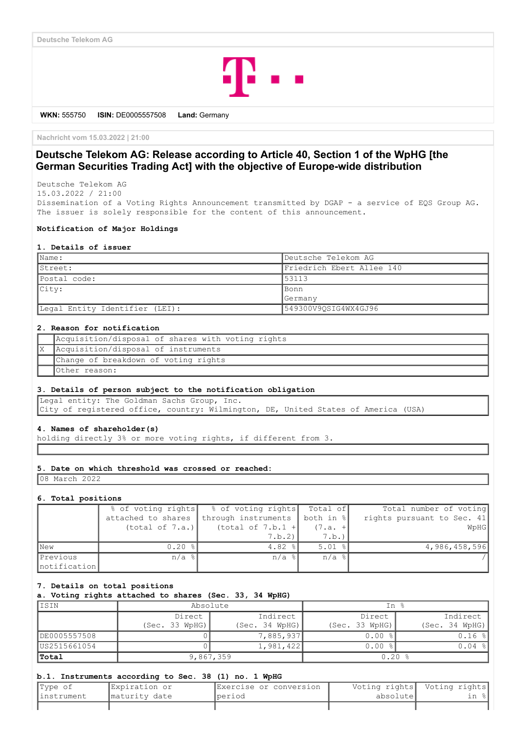Deutsche Telekom AG

**WKN:** 555750 **ISIN:** DE0005557508 **Land:** Germany

Nachricht vom 15.03.2022 | 21:00

# Deutsche Telekom AG: Release according to Article 40, Section 1 of the WpHG [the German Securities Trading Act] with the objective of Europe-wide distribution

Deutsche Telekom AG
15.03.2022 / 21:00
Dissemination of a Voting Rights Announcement transmitted by DGAP - a service of EQS Group AG.
The issuer is solely responsible for the content of this announcement.

**Notification of Major Holdings**

**1. Details of issuer**

| | |
|---|---|
| Name: | Deutsche Telekom AG |
| Street: | Friedrich Ebert Allee 140 |
| Postal code: | 53113 |
| City: | Bonn<br>Germany |
| Legal Entity Identifier (LEI): | 549300V9QSIG4WX4GJ96 |

**2. Reason for notification**

| | |
|---|---|
| | Acquisition/disposal of shares with voting rights |
| X | Acquisition/disposal of instruments |
| | Change of breakdown of voting rights |
| | Other reason: |

**3. Details of person subject to the notification obligation**

Legal entity: The Goldman Sachs Group, Inc.
City of registered office, country: Wilmington, DE, United States of America (USA)

**4. Names of shareholder(s)**
holding directly 3% or more voting rights, if different from 3.

**5. Date on which threshold was crossed or reached:**

08 March 2022

**6. Total positions**

| | % of voting rights attached to shares (total of 7.a.) | % of voting rights through instruments (total of 7.b.1 + 7.b.2) | Total of both in % (7.a. + 7.b.) | Total number of voting rights pursuant to Sec. 41 WpHG |
|---|---|---|---|---|
| New | 0.20 % | 4.82 % | 5.01 % | 4,986,458,596 |
| Previous notification | n/a % | n/a % | n/a % | / |

**7. Details on total positions**
**a. Voting rights attached to shares (Sec. 33, 34 WpHG)**

| ISIN | Absolute | | In % | |
|---|---|---|---|---|
| | Direct (Sec. 33 WpHG) | Indirect (Sec. 34 WpHG) | Direct (Sec. 33 WpHG) | Indirect (Sec. 34 WpHG) |
| DE0005557508 | 0 | 7,885,937 | 0.00 % | 0.16 % |
| US2515661054 | 0 | 1,981,422 | 0.00 % | 0.04 % |
| **Total** | 9,867,359 | | 0.20 % | |

**b.1. Instruments according to Sec. 38 (1) no. 1 WpHG**

| Type of instrument | Expiration or maturity date | Exercise or conversion period | Voting rights absolute | Voting rights in % |
|---|---|---|---|---|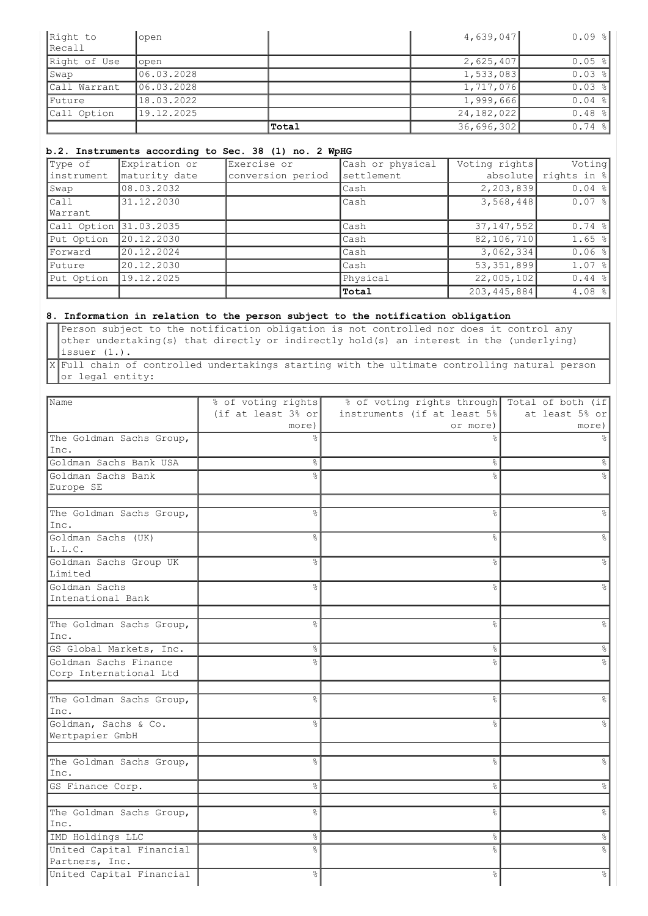| | | | | |
|---|---|---|---|---|
| Right to Recall | open | | 4,639,047 | 0.09 % |
| Right of Use | open | | 2,625,407 | 0.05 % |
| Swap | 06.03.2028 | | 1,533,083 | 0.03 % |
| Call Warrant | 06.03.2028 | | 1,717,076 | 0.03 % |
| Future | 18.03.2022 | | 1,999,666 | 0.04 % |
| Call Option | 19.12.2025 | | 24,182,022 | 0.48 % |
| | | **Total** | 36,696,302 | 0.74 % |

**b.2. Instruments according to Sec. 38 (1) no. 2 WpHG**

| Type of instrument | Expiration or maturity date | Exercise or conversion period | Cash or physical settlement | Voting rights absolute | Voting rights in % |
|---|---|---|---|---|---|
| Swap | 08.03.2032 | | Cash | 2,203,839 | 0.04 % |
| Call Warrant | 31.12.2030 | | Cash | 3,568,448 | 0.07 % |
| Call Option | 31.03.2035 | | Cash | 37,147,552 | 0.74 % |
| Put Option | 20.12.2030 | | Cash | 82,106,710 | 1.65 % |
| Forward | 20.12.2024 | | Cash | 3,062,334 | 0.06 % |
| Future | 20.12.2030 | | Cash | 53,351,899 | 1.07 % |
| Put Option | 19.12.2025 | | Physical | 22,005,102 | 0.44 % |
| | | | **Total** | 203,445,884 | 4.08 % |

**8. Information in relation to the person subject to the notification obligation**

| | |
|---|---|
| | Person subject to the notification obligation is not controlled nor does it control any other undertaking(s) that directly or indirectly hold(s) an interest in the (underlying) issuer (1.). |
| X | Full chain of controlled undertakings starting with the ultimate controlling natural person or legal entity: |

| Name | % of voting rights (if at least 3% or more) | % of voting rights through instruments (if at least 5% or more) | Total of both (if at least 5% or more) |
|---|---|---|---|
| The Goldman Sachs Group, Inc. | % | % | % |
| Goldman Sachs Bank USA | % | % | % |
| Goldman Sachs Bank Europe SE | % | % | % |
| | | | |
| The Goldman Sachs Group, Inc. | % | % | % |
| Goldman Sachs (UK) L.L.C. | % | % | % |
| Goldman Sachs Group UK Limited | % | % | % |
| Goldman Sachs Intenational Bank | % | % | % |
| | | | |
| The Goldman Sachs Group, Inc. | % | % | % |
| GS Global Markets, Inc. | % | % | % |
| Goldman Sachs Finance Corp International Ltd | % | % | % |
| | | | |
| The Goldman Sachs Group, Inc. | % | % | % |
| Goldman, Sachs & Co. Wertpapier GmbH | % | % | % |
| | | | |
| The Goldman Sachs Group, Inc. | % | % | % |
| GS Finance Corp. | % | % | % |
| | | | |
| The Goldman Sachs Group, Inc. | % | % | % |
| IMD Holdings LLC | % | % | % |
| United Capital Financial Partners, Inc. | % | % | % |
| United Capital Financial | % | % | % |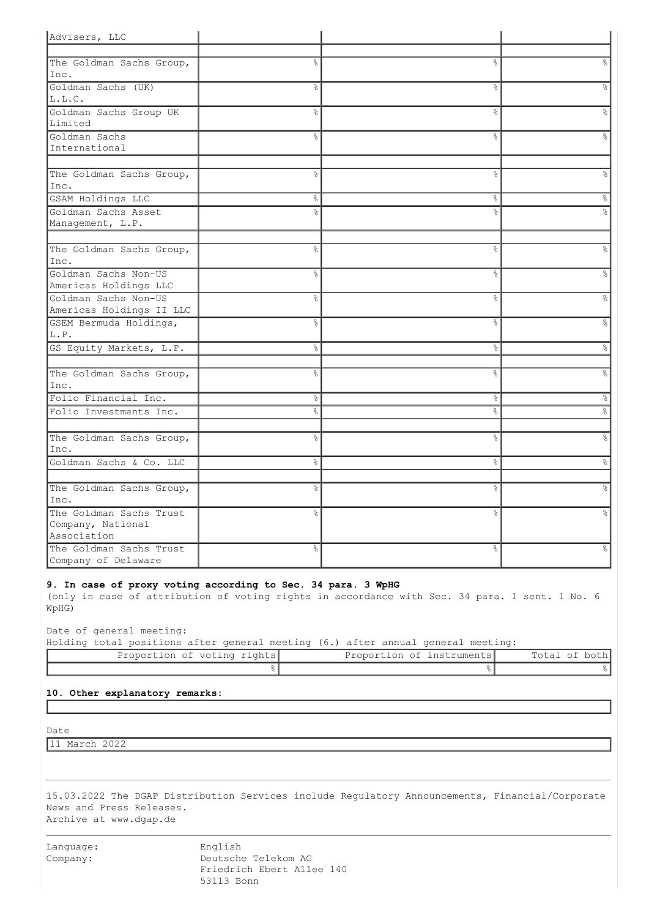| Advisers, LLC | | | |
|---|---|---|---|
| | | | |
| The Goldman Sachs Group, Inc. | % | % | % |
| Goldman Sachs (UK) L.L.C. | % | % | % |
| Goldman Sachs Group UK Limited | % | % | % |
| Goldman Sachs International | % | % | % |
| | | | |
| The Goldman Sachs Group, Inc. | % | % | % |
| GSAM Holdings LLC | % | % | % |
| Goldman Sachs Asset Management, L.P. | % | % | % |
| | | | |
| The Goldman Sachs Group, Inc. | % | % | % |
| Goldman Sachs Non-US Americas Holdings LLC | % | % | % |
| Goldman Sachs Non-US Americas Holdings II LLC | % | % | % |
| GSEM Bermuda Holdings, L.P. | % | % | % |
| GS Equity Markets, L.P. | % | % | % |
| | | | |
| The Goldman Sachs Group, Inc. | % | % | % |
| Folio Financial Inc. | % | % | % |
| Folio Investments Inc. | % | % | % |
| | | | |
| The Goldman Sachs Group, Inc. | % | % | % |
| Goldman Sachs & Co. LLC | % | % | % |
| | | | |
| The Goldman Sachs Group, Inc. | % | % | % |
| The Goldman Sachs Trust Company, National Association | % | % | % |
| The Goldman Sachs Trust Company of Delaware | % | % | % |

**9. In case of proxy voting according to Sec. 34 para. 3 WpHG**
(only in case of attribution of voting rights in accordance with Sec. 34 para. 1 sent. 1 No. 6 WpHG)

Date of general meeting:
Holding total positions after general meeting (6.) after annual general meeting:

| Proportion of voting rights | Proportion of instruments | Total of both |
|---|---|---|
| % | % | % |

**10. Other explanatory remarks:**

| |
|---|

Date

| 11 March 2022 |
|---|

---

15.03.2022 The DGAP Distribution Services include Regulatory Announcements, Financial/Corporate News and Press Releases.
Archive at www.dgap.de

---

| | |
|---|---|
| Language: | English |
| Company: | Deutsche Telekom AG<br>Friedrich Ebert Allee 140<br>53113 Bonn |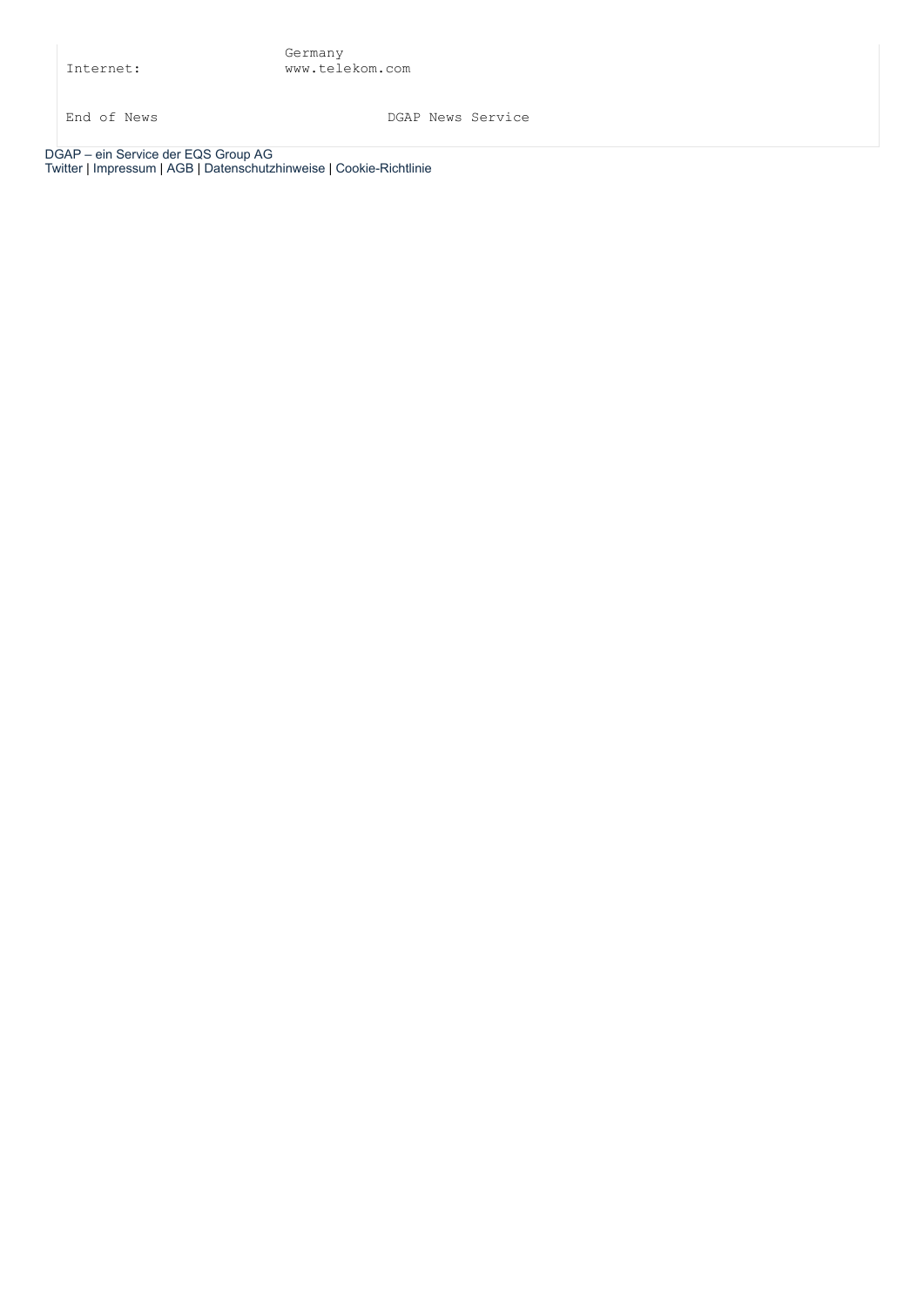|  |  |
|---|---|
|  | Germany |
| Internet: | www.telekom.com |

End of News DGAP News Service

DGAP – ein Service der EQS Group AG
Twitter | Impressum | AGB | Datenschutzhinweise | Cookie-Richtlinie